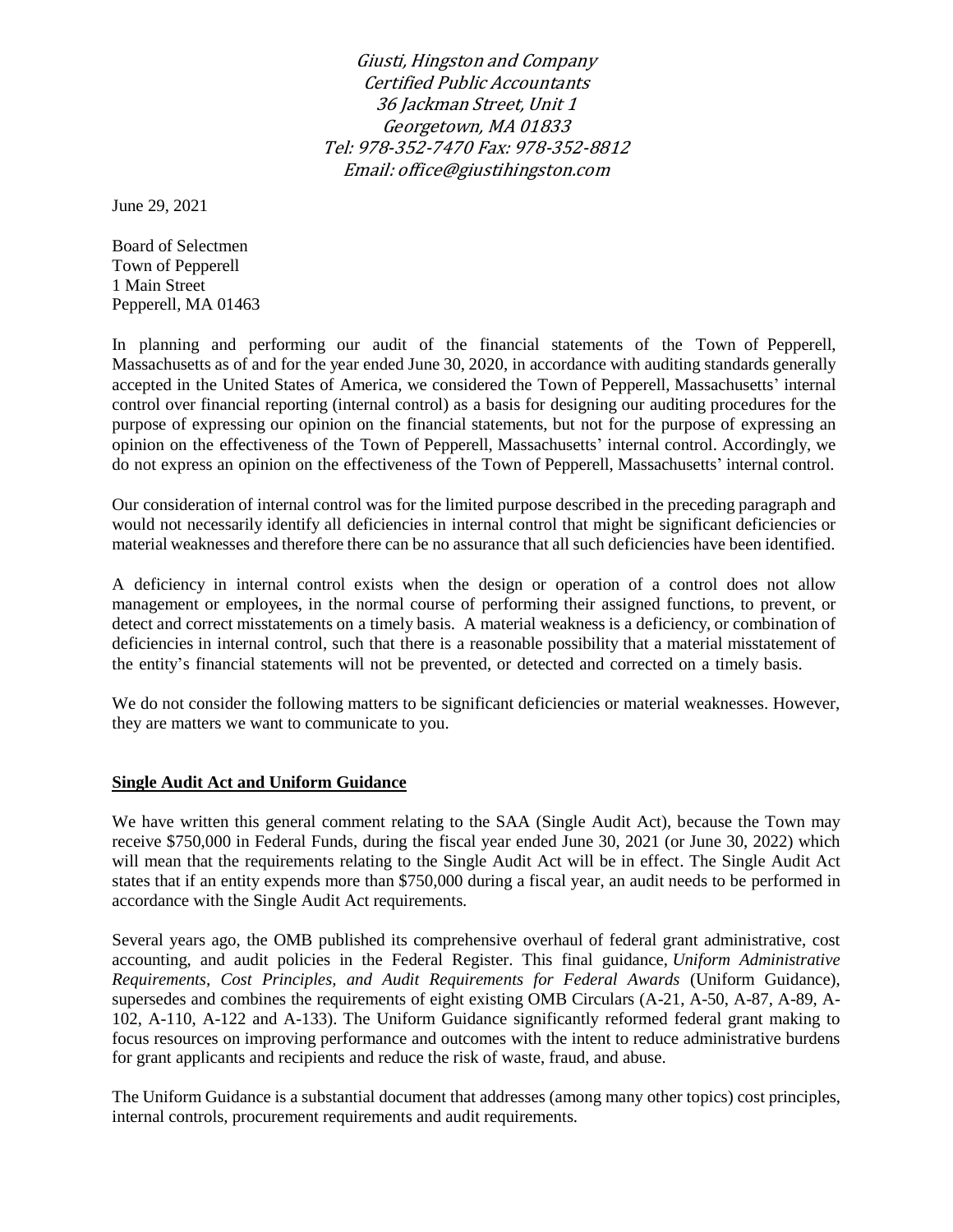*Giusti, Hingston and Company*
*Certified Public Accountants*
*36 Jackman Street, Unit 1*
*Georgetown, MA 01833*
*Tel: 978-352-7470 Fax: 978-352-8812*
*Email: office@giustihingston.com*

June 29, 2021

Board of Selectmen
Town of Pepperell
1 Main Street
Pepperell, MA 01463

In planning and performing our audit of the financial statements of the Town of Pepperell, Massachusetts as of and for the year ended June 30, 2020, in accordance with auditing standards generally accepted in the United States of America, we considered the Town of Pepperell, Massachusetts' internal control over financial reporting (internal control) as a basis for designing our auditing procedures for the purpose of expressing our opinion on the financial statements, but not for the purpose of expressing an opinion on the effectiveness of the Town of Pepperell, Massachusetts' internal control. Accordingly, we do not express an opinion on the effectiveness of the Town of Pepperell, Massachusetts' internal control.

Our consideration of internal control was for the limited purpose described in the preceding paragraph and would not necessarily identify all deficiencies in internal control that might be significant deficiencies or material weaknesses and therefore there can be no assurance that all such deficiencies have been identified.

A deficiency in internal control exists when the design or operation of a control does not allow management or employees, in the normal course of performing their assigned functions, to prevent, or detect and correct misstatements on a timely basis. A material weakness is a deficiency, or combination of deficiencies in internal control, such that there is a reasonable possibility that a material misstatement of the entity's financial statements will not be prevented, or detected and corrected on a timely basis.

We do not consider the following matters to be significant deficiencies or material weaknesses. However, they are matters we want to communicate to you.

**Single Audit Act and Uniform Guidance**

We have written this general comment relating to the SAA (Single Audit Act), because the Town may receive $750,000 in Federal Funds, during the fiscal year ended June 30, 2021 (or June 30, 2022) which will mean that the requirements relating to the Single Audit Act will be in effect. The Single Audit Act states that if an entity expends more than $750,000 during a fiscal year, an audit needs to be performed in accordance with the Single Audit Act requirements.

Several years ago, the OMB published its comprehensive overhaul of federal grant administrative, cost accounting, and audit policies in the Federal Register. This final guidance, *Uniform Administrative Requirements, Cost Principles, and Audit Requirements for Federal Awards* (Uniform Guidance), supersedes and combines the requirements of eight existing OMB Circulars (A-21, A-50, A-87, A-89, A-102, A-110, A-122 and A-133). The Uniform Guidance significantly reformed federal grant making to focus resources on improving performance and outcomes with the intent to reduce administrative burdens for grant applicants and recipients and reduce the risk of waste, fraud, and abuse.

The Uniform Guidance is a substantial document that addresses (among many other topics) cost principles, internal controls, procurement requirements and audit requirements.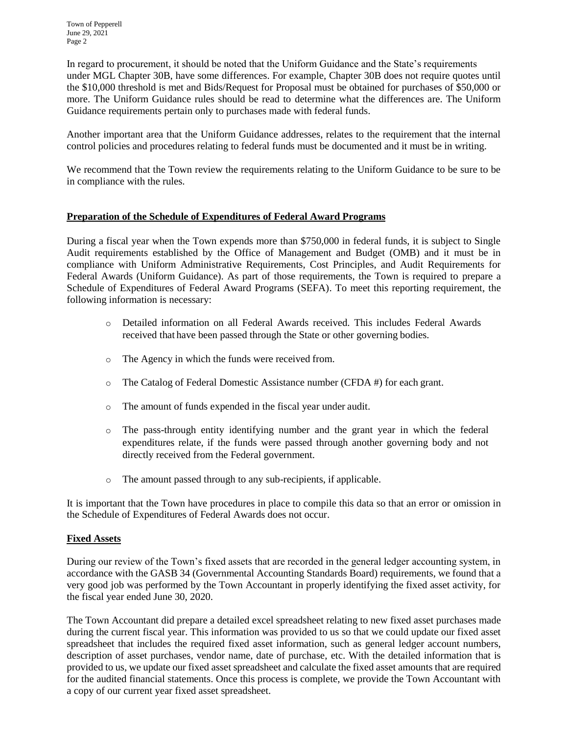In regard to procurement, it should be noted that the Uniform Guidance and the State's requirements under MGL Chapter 30B, have some differences. For example, Chapter 30B does not require quotes until the $10,000 threshold is met and Bids/Request for Proposal must be obtained for purchases of $50,000 or more. The Uniform Guidance rules should be read to determine what the differences are. The Uniform Guidance requirements pertain only to purchases made with federal funds.

Another important area that the Uniform Guidance addresses, relates to the requirement that the internal control policies and procedures relating to federal funds must be documented and it must be in writing.

We recommend that the Town review the requirements relating to the Uniform Guidance to be sure to be in compliance with the rules.

## **Preparation of the Schedule of Expenditures of Federal Award Programs**

During a fiscal year when the Town expends more than $750,000 in federal funds, it is subject to Single Audit requirements established by the Office of Management and Budget (OMB) and it must be in compliance with Uniform Administrative Requirements, Cost Principles, and Audit Requirements for Federal Awards (Uniform Guidance). As part of those requirements, the Town is required to prepare a Schedule of Expenditures of Federal Award Programs (SEFA). To meet this reporting requirement, the following information is necessary:

- Detailed information on all Federal Awards received. This includes Federal Awards received that have been passed through the State or other governing bodies.
- The Agency in which the funds were received from.
- The Catalog of Federal Domestic Assistance number (CFDA #) for each grant.
- The amount of funds expended in the fiscal year under audit.
- The pass-through entity identifying number and the grant year in which the federal expenditures relate, if the funds were passed through another governing body and not directly received from the Federal government.
- The amount passed through to any sub-recipients, if applicable.

It is important that the Town have procedures in place to compile this data so that an error or omission in the Schedule of Expenditures of Federal Awards does not occur.

## **Fixed Assets**

During our review of the Town's fixed assets that are recorded in the general ledger accounting system, in accordance with the GASB 34 (Governmental Accounting Standards Board) requirements, we found that a very good job was performed by the Town Accountant in properly identifying the fixed asset activity, for the fiscal year ended June 30, 2020.

The Town Accountant did prepare a detailed excel spreadsheet relating to new fixed asset purchases made during the current fiscal year. This information was provided to us so that we could update our fixed asset spreadsheet that includes the required fixed asset information, such as general ledger account numbers, description of asset purchases, vendor name, date of purchase, etc. With the detailed information that is provided to us, we update our fixed asset spreadsheet and calculate the fixed asset amounts that are required for the audited financial statements. Once this process is complete, we provide the Town Accountant with a copy of our current year fixed asset spreadsheet.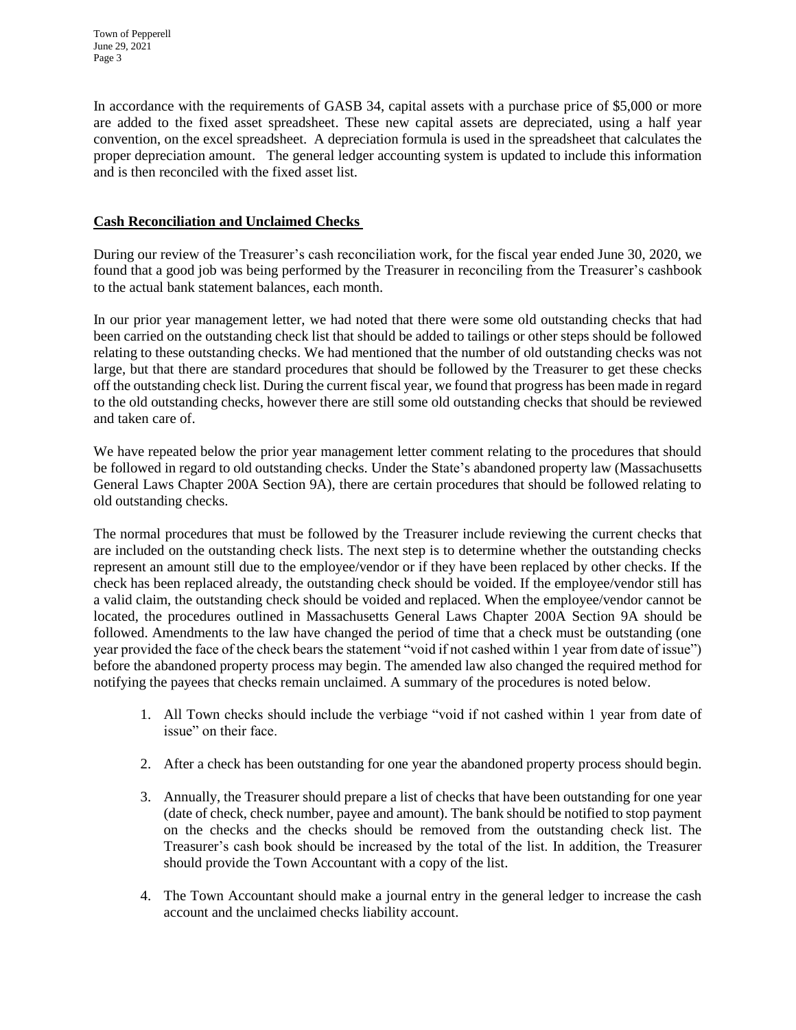In accordance with the requirements of GASB 34, capital assets with a purchase price of $5,000 or more are added to the fixed asset spreadsheet. These new capital assets are depreciated, using a half year convention, on the excel spreadsheet. A depreciation formula is used in the spreadsheet that calculates the proper depreciation amount. The general ledger accounting system is updated to include this information and is then reconciled with the fixed asset list.

## Cash Reconciliation and Unclaimed Checks

During our review of the Treasurer's cash reconciliation work, for the fiscal year ended June 30, 2020, we found that a good job was being performed by the Treasurer in reconciling from the Treasurer's cashbook to the actual bank statement balances, each month.

In our prior year management letter, we had noted that there were some old outstanding checks that had been carried on the outstanding check list that should be added to tailings or other steps should be followed relating to these outstanding checks. We had mentioned that the number of old outstanding checks was not large, but that there are standard procedures that should be followed by the Treasurer to get these checks off the outstanding check list. During the current fiscal year, we found that progress has been made in regard to the old outstanding checks, however there are still some old outstanding checks that should be reviewed and taken care of.

We have repeated below the prior year management letter comment relating to the procedures that should be followed in regard to old outstanding checks. Under the State's abandoned property law (Massachusetts General Laws Chapter 200A Section 9A), there are certain procedures that should be followed relating to old outstanding checks.

The normal procedures that must be followed by the Treasurer include reviewing the current checks that are included on the outstanding check lists. The next step is to determine whether the outstanding checks represent an amount still due to the employee/vendor or if they have been replaced by other checks. If the check has been replaced already, the outstanding check should be voided. If the employee/vendor still has a valid claim, the outstanding check should be voided and replaced. When the employee/vendor cannot be located, the procedures outlined in Massachusetts General Laws Chapter 200A Section 9A should be followed. Amendments to the law have changed the period of time that a check must be outstanding (one year provided the face of the check bears the statement "void if not cashed within 1 year from date of issue") before the abandoned property process may begin. The amended law also changed the required method for notifying the payees that checks remain unclaimed. A summary of the procedures is noted below.

1. All Town checks should include the verbiage "void if not cashed within 1 year from date of issue" on their face.

2. After a check has been outstanding for one year the abandoned property process should begin.

3. Annually, the Treasurer should prepare a list of checks that have been outstanding for one year (date of check, check number, payee and amount). The bank should be notified to stop payment on the checks and the checks should be removed from the outstanding check list. The Treasurer's cash book should be increased by the total of the list. In addition, the Treasurer should provide the Town Accountant with a copy of the list.

4. The Town Accountant should make a journal entry in the general ledger to increase the cash account and the unclaimed checks liability account.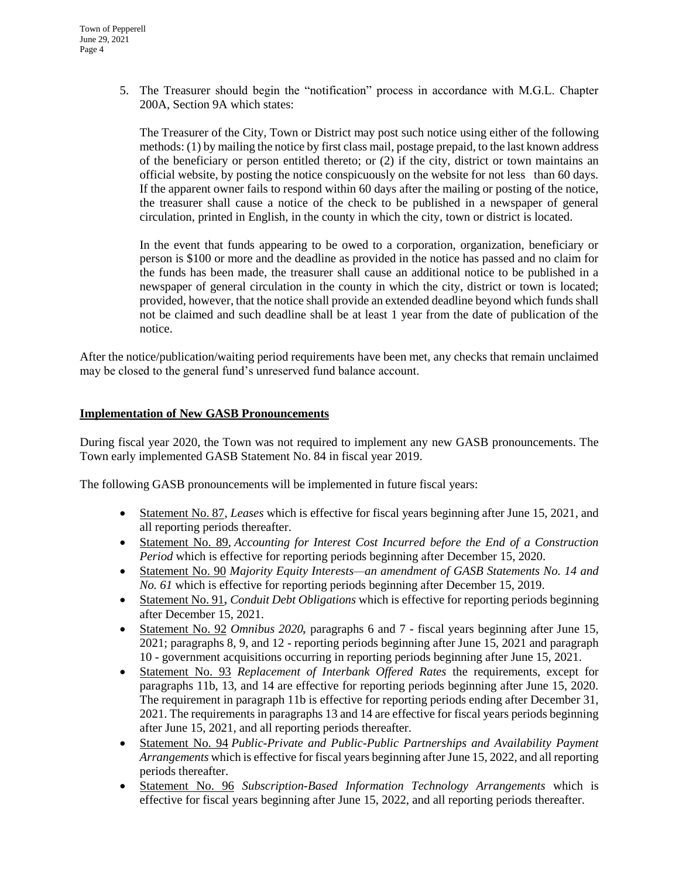5. The Treasurer should begin the "notification" process in accordance with M.G.L. Chapter 200A, Section 9A which states:

   The Treasurer of the City, Town or District may post such notice using either of the following methods: (1) by mailing the notice by first class mail, postage prepaid, to the last known address of the beneficiary or person entitled thereto; or (2) if the city, district or town maintains an official website, by posting the notice conspicuously on the website for not less than 60 days. If the apparent owner fails to respond within 60 days after the mailing or posting of the notice, the treasurer shall cause a notice of the check to be published in a newspaper of general circulation, printed in English, in the county in which the city, town or district is located.

   In the event that funds appearing to be owed to a corporation, organization, beneficiary or person is $100 or more and the deadline as provided in the notice has passed and no claim for the funds has been made, the treasurer shall cause an additional notice to be published in a newspaper of general circulation in the county in which the city, district or town is located; provided, however, that the notice shall provide an extended deadline beyond which funds shall not be claimed and such deadline shall be at least 1 year from the date of publication of the notice.

After the notice/publication/waiting period requirements have been met, any checks that remain unclaimed may be closed to the general fund's unreserved fund balance account.

## Implementation of New GASB Pronouncements

During fiscal year 2020, the Town was not required to implement any new GASB pronouncements. The Town early implemented GASB Statement No. 84 in fiscal year 2019.

The following GASB pronouncements will be implemented in future fiscal years:

- Statement No. 87, *Leases* which is effective for fiscal years beginning after June 15, 2021, and all reporting periods thereafter.
- Statement No. 89, *Accounting for Interest Cost Incurred before the End of a Construction Period* which is effective for reporting periods beginning after December 15, 2020.
- Statement No. 90 *Majority Equity Interests—an amendment of GASB Statements No. 14 and No. 61* which is effective for reporting periods beginning after December 15, 2019.
- Statement No. 91, *Conduit Debt Obligations* which is effective for reporting periods beginning after December 15, 2021.
- Statement No. 92 *Omnibus 2020*, paragraphs 6 and 7 - fiscal years beginning after June 15, 2021; paragraphs 8, 9, and 12 - reporting periods beginning after June 15, 2021 and paragraph 10 - government acquisitions occurring in reporting periods beginning after June 15, 2021.
- Statement No. 93 *Replacement of Interbank Offered Rates* the requirements, except for paragraphs 11b, 13, and 14 are effective for reporting periods beginning after June 15, 2020. The requirement in paragraph 11b is effective for reporting periods ending after December 31, 2021. The requirements in paragraphs 13 and 14 are effective for fiscal years periods beginning after June 15, 2021, and all reporting periods thereafter.
- Statement No. 94 *Public-Private and Public-Public Partnerships and Availability Payment Arrangements* which is effective for fiscal years beginning after June 15, 2022, and all reporting periods thereafter.
- Statement No. 96 *Subscription-Based Information Technology Arrangements* which is effective for fiscal years beginning after June 15, 2022, and all reporting periods thereafter.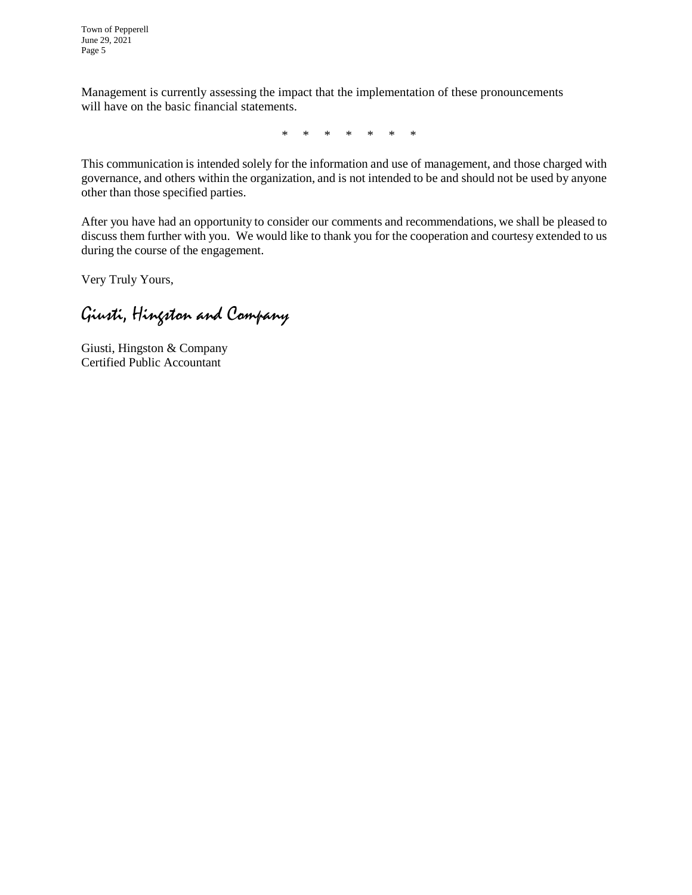Management is currently assessing the impact that the implementation of these pronouncements will have on the basic financial statements.

\* \* \* \* \* \* \*

This communication is intended solely for the information and use of management, and those charged with governance, and others within the organization, and is not intended to be and should not be used by anyone other than those specified parties.

After you have had an opportunity to consider our comments and recommendations, we shall be pleased to discuss them further with you. We would like to thank you for the cooperation and courtesy extended to us during the course of the engagement.

Very Truly Yours,

*Giusti, Hingston and Company*

Giusti, Hingston & Company
Certified Public Accountant